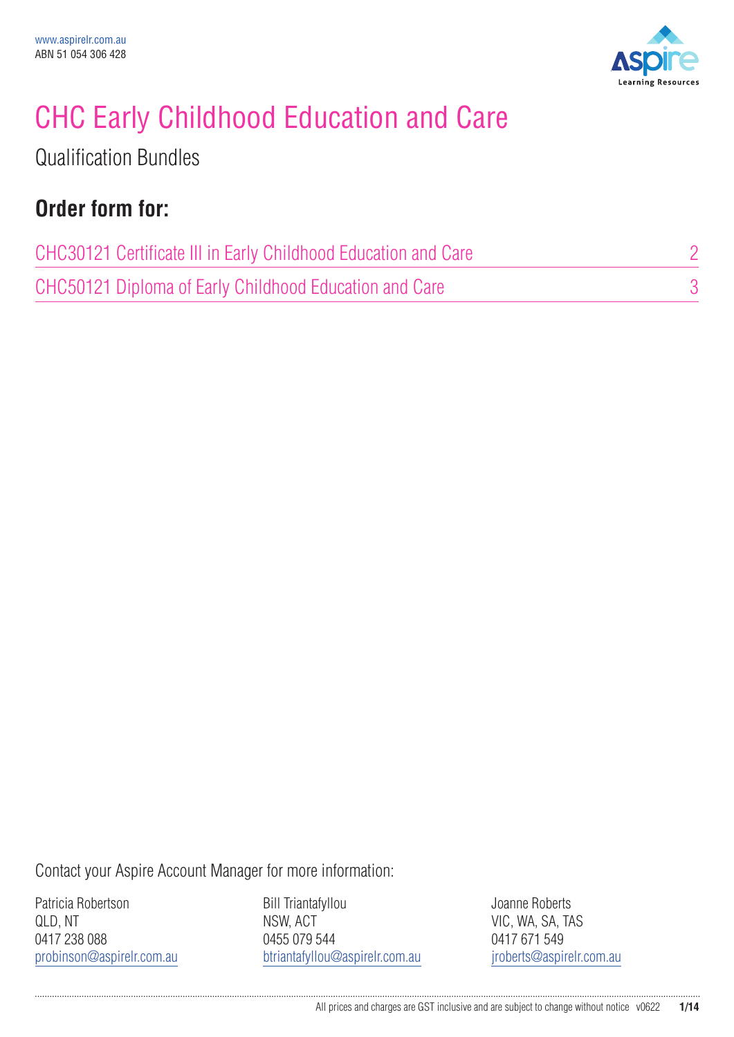www.aspirelr.com.au
ABN 51 054 306 428

# CHC Early Childhood Education and Care

## Qualification Bundles

### Order form for:

| | |
|---|---|
| CHC30121 Certificate III in Early Childhood Education and Care | 2 |
| CHC50121 Diploma of Early Childhood Education and Care | 3 |

Contact your Aspire Account Manager for more information:

Patricia Robertson
QLD, NT
0417 238 088
probinson@aspirelr.com.au

Bill Triantafyllou
NSW, ACT
0455 079 544
btriantafyllou@aspirelr.com.au

Joanne Roberts
VIC, WA, SA, TAS
0417 671 549
jroberts@aspirelr.com.au

All prices and charges are GST inclusive and are subject to change without notice v0622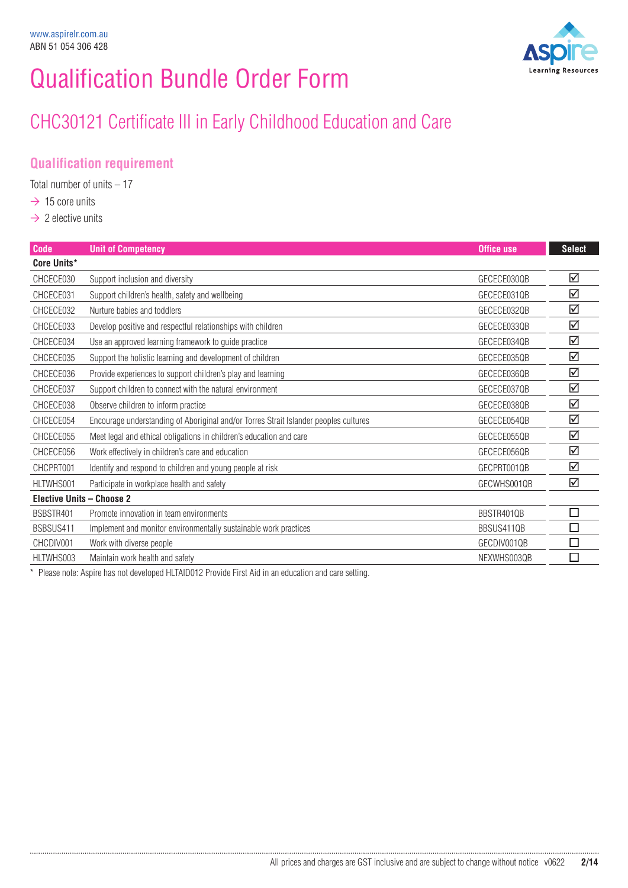www.aspirelr.com.au
ABN 51 054 306 428

# Qualification Bundle Order Form

## CHC30121 Certificate III in Early Childhood Education and Care

### Qualification requirement

Total number of units – 17

→ 15 core units

→ 2 elective units

| Code | Unit of Competency | Office use | Select |
|---|---|---|---|
| **Core Units*** | | | |
| CHCECE030 | Support inclusion and diversity | GECECE030QB | ☑ |
| CHCECE031 | Support children's health, safety and wellbeing | GECECE031QB | ☑ |
| CHCECE032 | Nurture babies and toddlers | GECECE032QB | ☑ |
| CHCECE033 | Develop positive and respectful relationships with children | GECECE033QB | ☑ |
| CHCECE034 | Use an approved learning framework to guide practice | GECECE034QB | ☑ |
| CHCECE035 | Support the holistic learning and development of children | GECECE035QB | ☑ |
| CHCECE036 | Provide experiences to support children's play and learning | GECECE036QB | ☑ |
| CHCECE037 | Support children to connect with the natural environment | GECECE037QB | ☑ |
| CHCECE038 | Observe children to inform practice | GECECE038QB | ☑ |
| CHCECE054 | Encourage understanding of Aboriginal and/or Torres Strait Islander peoples cultures | GECECE054QB | ☑ |
| CHCECE055 | Meet legal and ethical obligations in children's education and care | GECECE055QB | ☑ |
| CHCECE056 | Work effectively in children's care and education | GECECE056QB | ☑ |
| CHCPRT001 | Identify and respond to children and young people at risk | GECPRT001QB | ☑ |
| HLTWHS001 | Participate in workplace health and safety | GECWHS001QB | ☑ |
| **Elective Units – Choose 2** | | | |
| BSBSTR401 | Promote innovation in team environments | BBSTR401QB | ☐ |
| BSBSUS411 | Implement and monitor environmentally sustainable work practices | BBSUS411QB | ☐ |
| CHCDIV001 | Work with diverse people | GECDIV001QB | ☐ |
| HLTWHS003 | Maintain work health and safety | NEXWHS003QB | ☐ |

* Please note: Aspire has not developed HLTAID012 Provide First Aid in an education and care setting.

All prices and charges are GST inclusive and are subject to change without notice v0622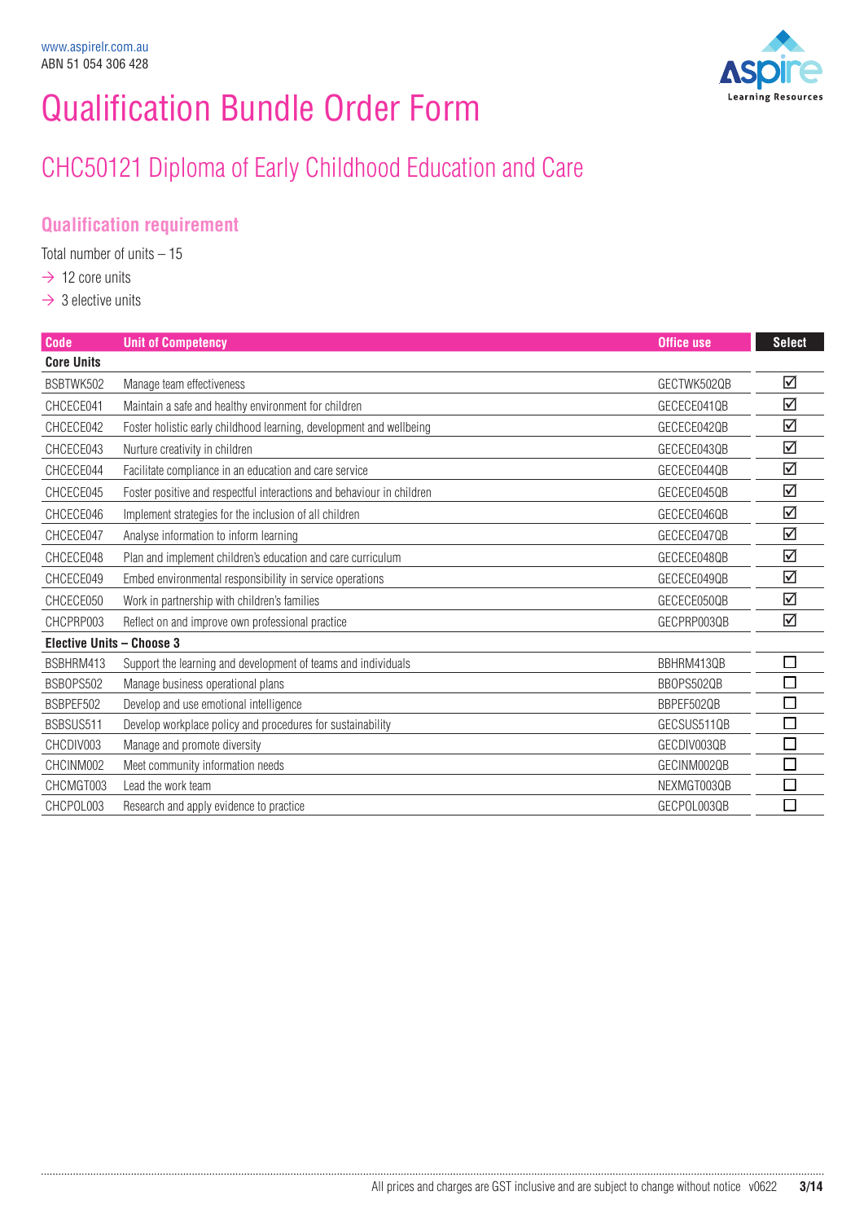www.aspirelr.com.au
ABN 51 054 306 428

# Qualification Bundle Order Form

## CHC50121 Diploma of Early Childhood Education and Care

### Qualification requirement

Total number of units – 15

→ 12 core units

→ 3 elective units

| Code | Unit of Competency | Office use | Select |
|---|---|---|---|
| **Core Units** | | | |
| BSBTWK502 | Manage team effectiveness | GECTWK502QB | ☑ |
| CHCECE041 | Maintain a safe and healthy environment for children | GECECE041QB | ☑ |
| CHCECE042 | Foster holistic early childhood learning, development and wellbeing | GECECE042QB | ☑ |
| CHCECE043 | Nurture creativity in children | GECECE043QB | ☑ |
| CHCECE044 | Facilitate compliance in an education and care service | GECECE044QB | ☑ |
| CHCECE045 | Foster positive and respectful interactions and behaviour in children | GECECE045QB | ☑ |
| CHCECE046 | Implement strategies for the inclusion of all children | GECECE046QB | ☑ |
| CHCECE047 | Analyse information to inform learning | GECECE047QB | ☑ |
| CHCECE048 | Plan and implement children's education and care curriculum | GECECE048QB | ☑ |
| CHCECE049 | Embed environmental responsibility in service operations | GECECE049QB | ☑ |
| CHCECE050 | Work in partnership with children's families | GECECE050QB | ☑ |
| CHCPRP003 | Reflect on and improve own professional practice | GECPRP003QB | ☑ |
| **Elective Units – Choose 3** | | | |
| BSBHRM413 | Support the learning and development of teams and individuals | BBHRM413QB | ☐ |
| BSBOPS502 | Manage business operational plans | BBOPS502QB | ☐ |
| BSBPEF502 | Develop and use emotional intelligence | BBPEF502QB | ☐ |
| BSBSUS511 | Develop workplace policy and procedures for sustainability | GECSUS511QB | ☐ |
| CHCDIV003 | Manage and promote diversity | GECDIV003QB | ☐ |
| CHCINM002 | Meet community information needs | GECINM002QB | ☐ |
| CHCMGT003 | Lead the work team | NEXMGT003QB | ☐ |
| CHCPOL003 | Research and apply evidence to practice | GECPOL003QB | ☐ |

All prices and charges are GST inclusive and are subject to change without notice v0622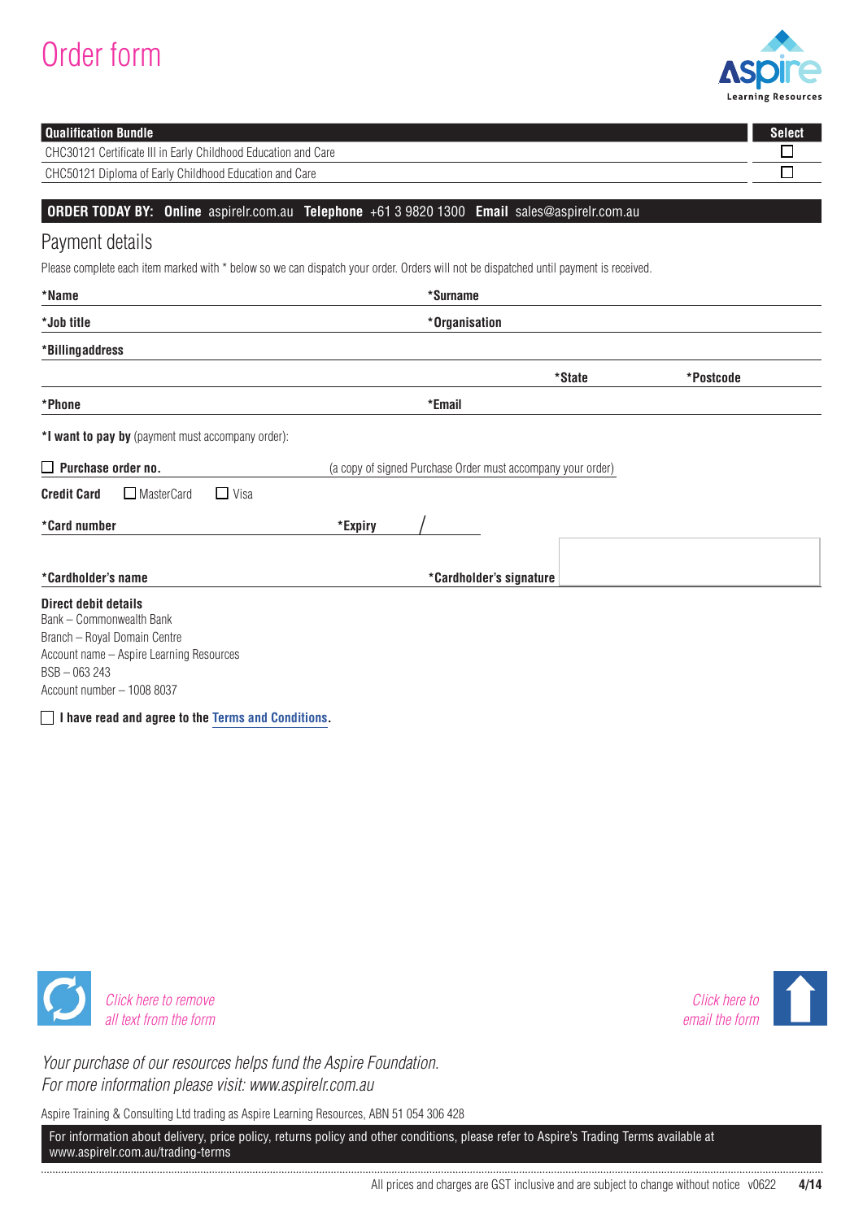# Order form

| Qualification Bundle | Select |
|---|---|
| CHC30121 Certificate III in Early Childhood Education and Care | ☐ |
| CHC50121 Diploma of Early Childhood Education and Care | ☐ |

**ORDER TODAY BY: Online** aspirelr.com.au **Telephone** +61 3 9820 1300 **Email** sales@aspirelr.com.au

## Payment details

Please complete each item marked with * below so we can dispatch your order. Orders will not be dispatched until payment is received.

**\*Name** | **\*Surname**

**\*Job title** | **\*Organisation**

**\*Billingaddress**

**\*State** | **\*Postcode**

**\*Phone** | **\*Email**

**\*I want to pay by** (payment must accompany order):

☐ **Purchase order no.** (a copy of signed Purchase Order must accompany your order)

**Credit Card** ☐ MasterCard ☐ Visa

**\*Card number** | **\*Expiry** /

**\*Cardholder's name** | **\*Cardholder's signature**

**Direct debit details**
Bank – Commonwealth Bank
Branch – Royal Domain Centre
Account name – Aspire Learning Resources
BSB – 063 243
Account number – 1008 8037

☐ **I have read and agree to the Terms and Conditions.**

*Click here to remove all text from the form*

*Click here to email the form*

*Your purchase of our resources helps fund the Aspire Foundation.*
*For more information please visit: www.aspirelr.com.au*

Aspire Training & Consulting Ltd trading as Aspire Learning Resources, ABN 51 054 306 428

For information about delivery, price policy, returns policy and other conditions, please refer to Aspire's Trading Terms available at www.aspirelr.com.au/trading-terms

All prices and charges are GST inclusive and are subject to change without notice v0622